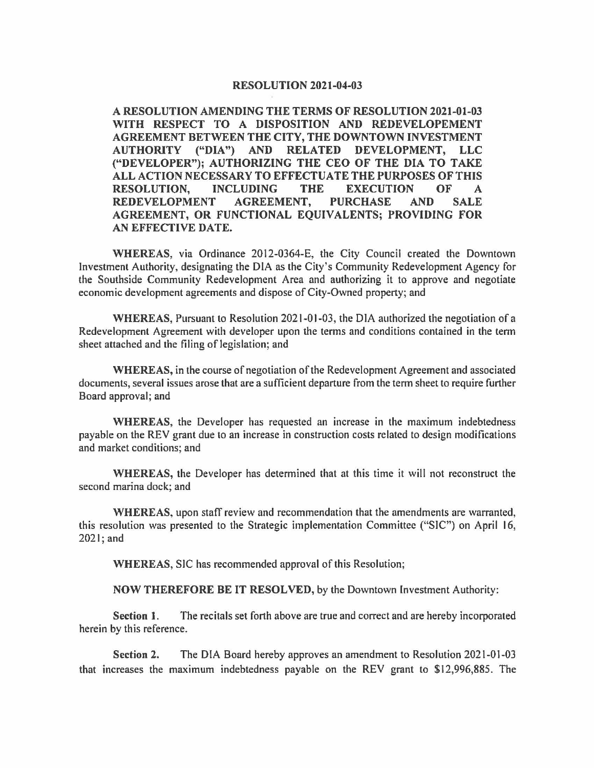# RESOLUTION 2021-04-03

**A RESOLUTION AMENDING THE TERMS OF RESOLUTION 2021-01-03 WITH RESPECT TO A DISPOSITION AND REDEVELOPEMENT AGREEMENT BETWEEN THE CITY, THE DOWNTOWN INVESTMENT AUTHORITY ("DIA") AND RELATED DEVELOPMENT, LLC ("DEVELOPER"); AUTHORIZING THE CEO OF THE DIA TO TAKE ALL ACTION NECESSARY TO EFFECTUATE THE PURPOSES OF THIS RESOLUTION, INCLUDING THE EXECUTION OF A REDEVELOPMENT AGREEMENT, PURCHASE AND SALE AGREEMENT, OR FUNCTIONAL EQUIVALENTS; PROVIDING FOR AN EFFECTIVE DATE.**

**WHEREAS**, via Ordinance 2012-0364-E, the City Council created the Downtown Investment Authority, designating the DIA as the City's Community Redevelopment Agency for the Southside Community Redevelopment Area and authorizing it to approve and negotiate economic development agreements and dispose of City-Owned property; and

**WHEREAS**, Pursuant to Resolution 2021-01-03, the DIA authorized the negotiation of a Redevelopment Agreement with developer upon the terms and conditions contained in the term sheet attached and the filing of legislation; and

**WHEREAS**, in the course of negotiation of the Redevelopment Agreement and associated documents, several issues arose that are a sufficient departure from the term sheet to require further Board approval; and

**WHEREAS**, the Developer has requested an increase in the maximum indebtedness payable on the REV grant due to an increase in construction costs related to design modifications and market conditions; and

**WHEREAS**, the Developer has determined that at this time it will not reconstruct the second marina dock; and

**WHEREAS**, upon staff review and recommendation that the amendments are warranted, this resolution was presented to the Strategic implementation Committee ("SIC") on April 16, 2021; and

**WHEREAS**, SIC has recommended approval of this Resolution;

**NOW THEREFORE BE IT RESOLVED**, by the Downtown Investment Authority:

**Section 1.** The recitals set forth above are true and correct and are hereby incorporated herein by this reference.

**Section 2.** The DIA Board hereby approves an amendment to Resolution 2021-01-03 that increases the maximum indebtedness payable on the REV grant to $12,996,885. The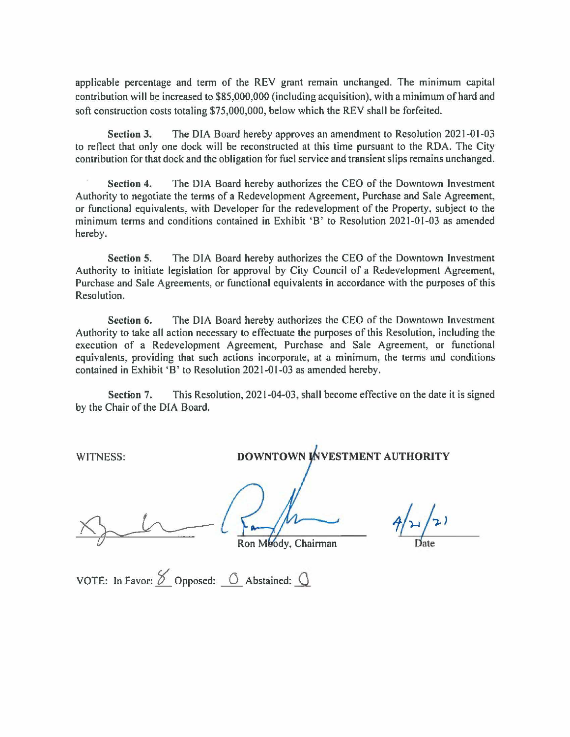applicable percentage and term of the REV grant remain unchanged. The minimum capital contribution will be increased to $85,000,000 (including acquisition), with a minimum of hard and soft construction costs totaling $75,000,000, below which the REV shall be forfeited.

**Section 3.** The DIA Board hereby approves an amendment to Resolution 2021-01-03 to reflect that only one dock will be reconstructed at this time pursuant to the RDA. The City contribution for that dock and the obligation for fuel service and transient slips remains unchanged.

**Section 4.** The DIA Board hereby authorizes the CEO of the Downtown Investment Authority to negotiate the terms of a Redevelopment Agreement, Purchase and Sale Agreement, or functional equivalents, with Developer for the redevelopment of the Property, subject to the minimum terms and conditions contained in Exhibit 'B' to Resolution 2021-01-03 as amended hereby.

**Section 5.** The DIA Board hereby authorizes the CEO of the Downtown Investment Authority to initiate legislation for approval by City Council of a Redevelopment Agreement, Purchase and Sale Agreements, or functional equivalents in accordance with the purposes of this Resolution.

**Section 6.** The DIA Board hereby authorizes the CEO of the Downtown Investment Authority to take all action necessary to effectuate the purposes of this Resolution, including the execution of a Redevelopment Agreement, Purchase and Sale Agreement, or functional equivalents, providing that such actions incorporate, at a minimum, the terms and conditions contained in Exhibit 'B' to Resolution 2021-01-03 as amended hereby.

**Section 7.** This Resolution, 2021-04-03, shall become effective on the date it is signed by the Chair of the DIA Board.

WITNESS: **DOWNTOWN INVESTMENT AUTHORITY**

Ron Moody, Chairman 4/21/21

Date

VOTE: In Favor: 8 Opposed: 0 Abstained: 0